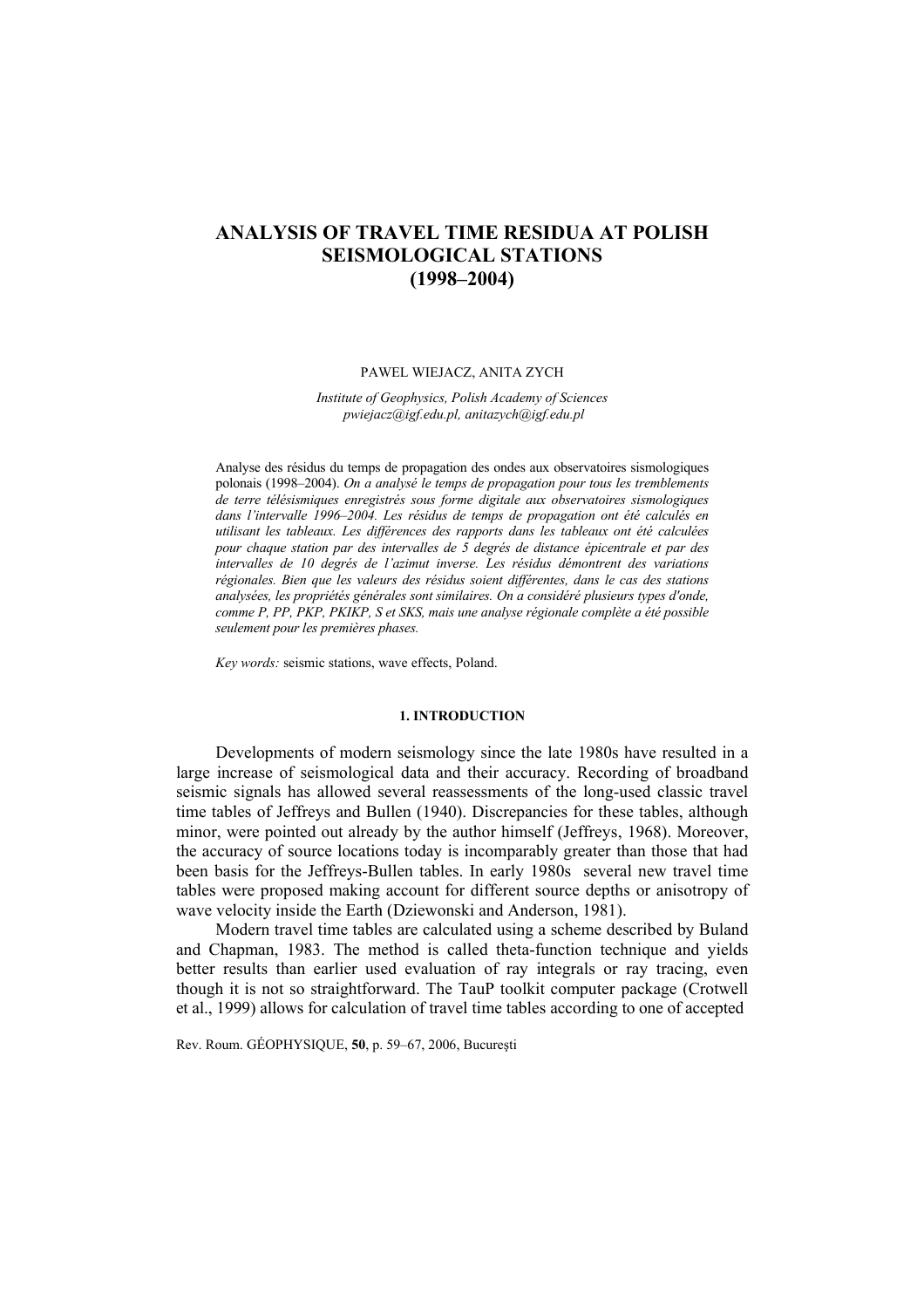# ANALYSIS OF TRAVEL TIME RESIDUA AT POLISH SEISMOLOGICAL STATIONS (1998–2004)

PAWEL WIEJACZ, ANITA ZYCH

*Institute of Geophysics, Polish Academy of Sciences*
*pwiejacz@igf.edu.pl, anitazych@igf.edu.pl*

Analyse des résidus du temps de propagation des ondes aux observatoires sismologiques polonais (1998–2004). *On a analysé le temps de propagation pour tous les tremblements de terre télésismiques enregistrés sous forme digitale aux observatoires sismologiques dans l'intervalle 1996–2004. Les résidus de temps de propagation ont été calculés en utilisant les tableaux. Les différences des rapports dans les tableaux ont été calculées pour chaque station par des intervalles de 5 degrés de distance épicentrale et par des intervalles de 10 degrés de l'azimut inverse. Les résidus démontrent des variations régionales. Bien que les valeurs des résidus soient différentes, dans le cas des stations analysées, les propriétés générales sont similaires. On a considéré plusieurs types d'onde, comme P, PP, PKP, PKIKP, S et SKS, mais une analyse régionale complète a été possible seulement pour les premières phases.*

*Key words:* seismic stations, wave effects, Poland.

## 1. INTRODUCTION

Developments of modern seismology since the late 1980s have resulted in a large increase of seismological data and their accuracy. Recording of broadband seismic signals has allowed several reassessments of the long-used classic travel time tables of Jeffreys and Bullen (1940). Discrepancies for these tables, although minor, were pointed out already by the author himself (Jeffreys, 1968). Moreover, the accuracy of source locations today is incomparably greater than those that had been basis for the Jeffreys-Bullen tables. In early 1980s several new travel time tables were proposed making account for different source depths or anisotropy of wave velocity inside the Earth (Dziewonski and Anderson, 1981).

Modern travel time tables are calculated using a scheme described by Buland and Chapman, 1983. The method is called theta-function technique and yields better results than earlier used evaluation of ray integrals or ray tracing, even though it is not so straightforward. The TauP toolkit computer package (Crotwell et al., 1999) allows for calculation of travel time tables according to one of accepted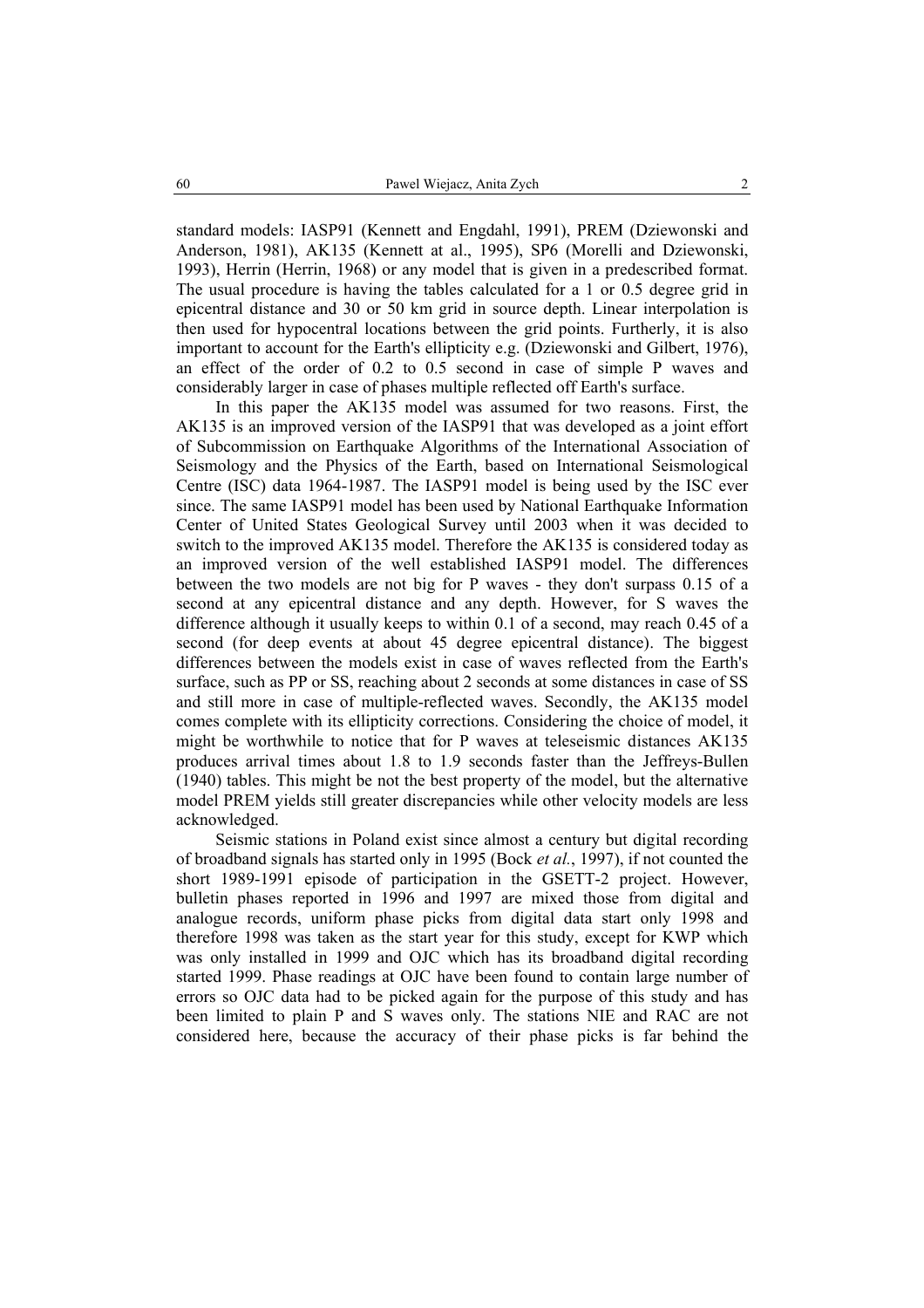standard models: IASP91 (Kennett and Engdahl, 1991), PREM (Dziewonski and Anderson, 1981), AK135 (Kennett at al., 1995), SP6 (Morelli and Dziewonski, 1993), Herrin (Herrin, 1968) or any model that is given in a predescribed format. The usual procedure is having the tables calculated for a 1 or 0.5 degree grid in epicentral distance and 30 or 50 km grid in source depth. Linear interpolation is then used for hypocentral locations between the grid points. Furtherly, it is also important to account for the Earth's ellipticity e.g. (Dziewonski and Gilbert, 1976), an effect of the order of 0.2 to 0.5 second in case of simple P waves and considerably larger in case of phases multiple reflected off Earth's surface.

In this paper the AK135 model was assumed for two reasons. First, the AK135 is an improved version of the IASP91 that was developed as a joint effort of Subcommission on Earthquake Algorithms of the International Association of Seismology and the Physics of the Earth, based on International Seismological Centre (ISC) data 1964-1987. The IASP91 model is being used by the ISC ever since. The same IASP91 model has been used by National Earthquake Information Center of United States Geological Survey until 2003 when it was decided to switch to the improved AK135 model. Therefore the AK135 is considered today as an improved version of the well established IASP91 model. The differences between the two models are not big for P waves - they don't surpass 0.15 of a second at any epicentral distance and any depth. However, for S waves the difference although it usually keeps to within 0.1 of a second, may reach 0.45 of a second (for deep events at about 45 degree epicentral distance). The biggest differences between the models exist in case of waves reflected from the Earth's surface, such as PP or SS, reaching about 2 seconds at some distances in case of SS and still more in case of multiple-reflected waves. Secondly, the AK135 model comes complete with its ellipticity corrections. Considering the choice of model, it might be worthwhile to notice that for P waves at teleseismic distances AK135 produces arrival times about 1.8 to 1.9 seconds faster than the Jeffreys-Bullen (1940) tables. This might be not the best property of the model, but the alternative model PREM yields still greater discrepancies while other velocity models are less acknowledged.

Seismic stations in Poland exist since almost a century but digital recording of broadband signals has started only in 1995 (Bock *et al.*, 1997), if not counted the short 1989-1991 episode of participation in the GSETT-2 project. However, bulletin phases reported in 1996 and 1997 are mixed those from digital and analogue records, uniform phase picks from digital data start only 1998 and therefore 1998 was taken as the start year for this study, except for KWP which was only installed in 1999 and OJC which has its broadband digital recording started 1999. Phase readings at OJC have been found to contain large number of errors so OJC data had to be picked again for the purpose of this study and has been limited to plain P and S waves only. The stations NIE and RAC are not considered here, because the accuracy of their phase picks is far behind the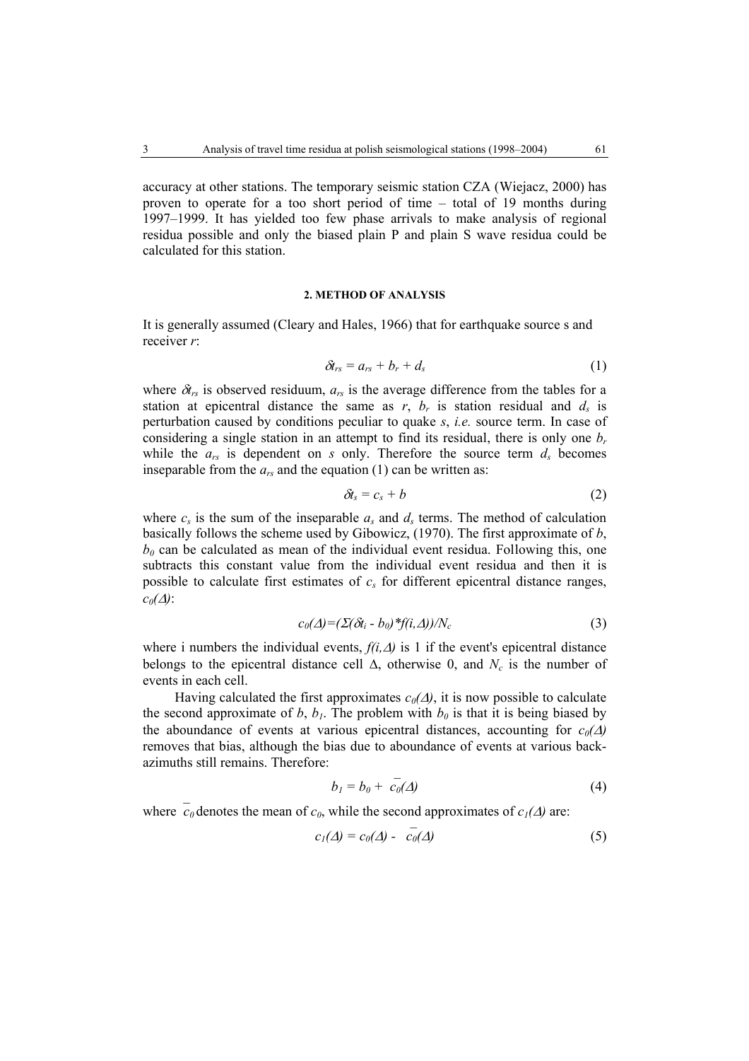accuracy at other stations. The temporary seismic station CZA (Wiejacz, 2000) has proven to operate for a too short period of time – total of 19 months during 1997–1999. It has yielded too few phase arrivals to make analysis of regional residua possible and only the biased plain P and plain S wave residua could be calculated for this station.

#### 2. METHOD OF ANALYSIS

It is generally assumed (Cleary and Hales, 1966) that for earthquake source s and receiver *r*:

$$\delta t_{rs} = a_{rs} + b_r + d_s \tag{1}$$

where $\delta t_{rs}$ is observed residuum, $a_{rs}$ is the average difference from the tables for a station at epicentral distance the same as *r*, $b_r$ is station residual and $d_s$ is perturbation caused by conditions peculiar to quake *s*, *i.e.* source term. In case of considering a single station in an attempt to find its residual, there is only one $b_r$ while the $a_{rs}$ is dependent on *s* only. Therefore the source term $d_s$ becomes inseparable from the $a_{rs}$ and the equation (1) can be written as:

$$\delta t_s = c_s + b \tag{2}$$

where $c_s$ is the sum of the inseparable $a_s$ and $d_s$ terms. The method of calculation basically follows the scheme used by Gibowicz, (1970). The first approximate of *b*, $b_0$ can be calculated as mean of the individual event residua. Following this, one subtracts this constant value from the individual event residua and then it is possible to calculate first estimates of $c_s$ for different epicentral distance ranges, $c_0(\Delta)$:

$$c_0(\Delta)=(\Sigma(\delta t_i - b_0)*f(i,\Delta))/N_c \tag{3}$$

where i numbers the individual events, $f(i,\Delta)$ is 1 if the event's epicentral distance belongs to the epicentral distance cell $\Delta$, otherwise 0, and $N_c$ is the number of events in each cell.

Having calculated the first approximates $c_0(\Delta)$, it is now possible to calculate the second approximate of *b*, $b_1$. The problem with $b_0$ is that it is being biased by the aboundance of events at various epicentral distances, accounting for $c_0(\Delta)$ removes that bias, although the bias due to aboundance of events at various back-azimuths still remains. Therefore:

$$b_1 = b_0 + \bar{c}_0(\Delta) \tag{4}$$

where $\bar{c}_0$ denotes the mean of $c_0$, while the second approximates of $c_1(\Delta)$ are:

$$c_1(\Delta) = c_0(\Delta) - \bar{c}_0(\Delta) \tag{5}$$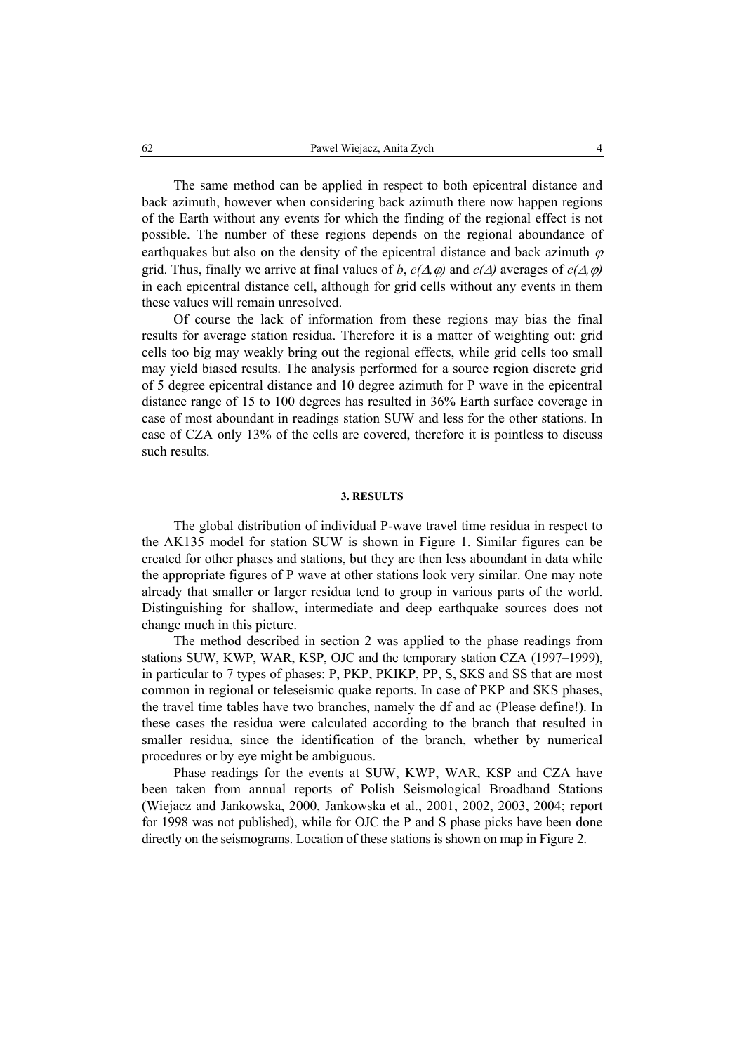The same method can be applied in respect to both epicentral distance and back azimuth, however when considering back azimuth there now happen regions of the Earth without any events for which the finding of the regional effect is not possible. The number of these regions depends on the regional aboundance of earthquakes but also on the density of the epicentral distance and back azimuth $\varphi$ grid. Thus, finally we arrive at final values of $b$, $c(\Delta,\varphi)$ and $c(\Delta)$ averages of $c(\Delta,\varphi)$ in each epicentral distance cell, although for grid cells without any events in them these values will remain unresolved.

Of course the lack of information from these regions may bias the final results for average station residua. Therefore it is a matter of weighting out: grid cells too big may weakly bring out the regional effects, while grid cells too small may yield biased results. The analysis performed for a source region discrete grid of 5 degree epicentral distance and 10 degree azimuth for P wave in the epicentral distance range of 15 to 100 degrees has resulted in 36% Earth surface coverage in case of most aboundant in readings station SUW and less for the other stations. In case of CZA only 13% of the cells are covered, therefore it is pointless to discuss such results.

## 3. RESULTS

The global distribution of individual P-wave travel time residua in respect to the AK135 model for station SUW is shown in Figure 1. Similar figures can be created for other phases and stations, but they are then less aboundant in data while the appropriate figures of P wave at other stations look very similar. One may note already that smaller or larger residua tend to group in various parts of the world. Distinguishing for shallow, intermediate and deep earthquake sources does not change much in this picture.

The method described in section 2 was applied to the phase readings from stations SUW, KWP, WAR, KSP, OJC and the temporary station CZA (1997–1999), in particular to 7 types of phases: P, PKP, PKIKP, PP, S, SKS and SS that are most common in regional or teleseismic quake reports. In case of PKP and SKS phases, the travel time tables have two branches, namely the df and ac (Please define!). In these cases the residua were calculated according to the branch that resulted in smaller residua, since the identification of the branch, whether by numerical procedures or by eye might be ambiguous.

Phase readings for the events at SUW, KWP, WAR, KSP and CZA have been taken from annual reports of Polish Seismological Broadband Stations (Wiejacz and Jankowska, 2000, Jankowska et al., 2001, 2002, 2003, 2004; report for 1998 was not published), while for OJC the P and S phase picks have been done directly on the seismograms. Location of these stations is shown on map in Figure 2.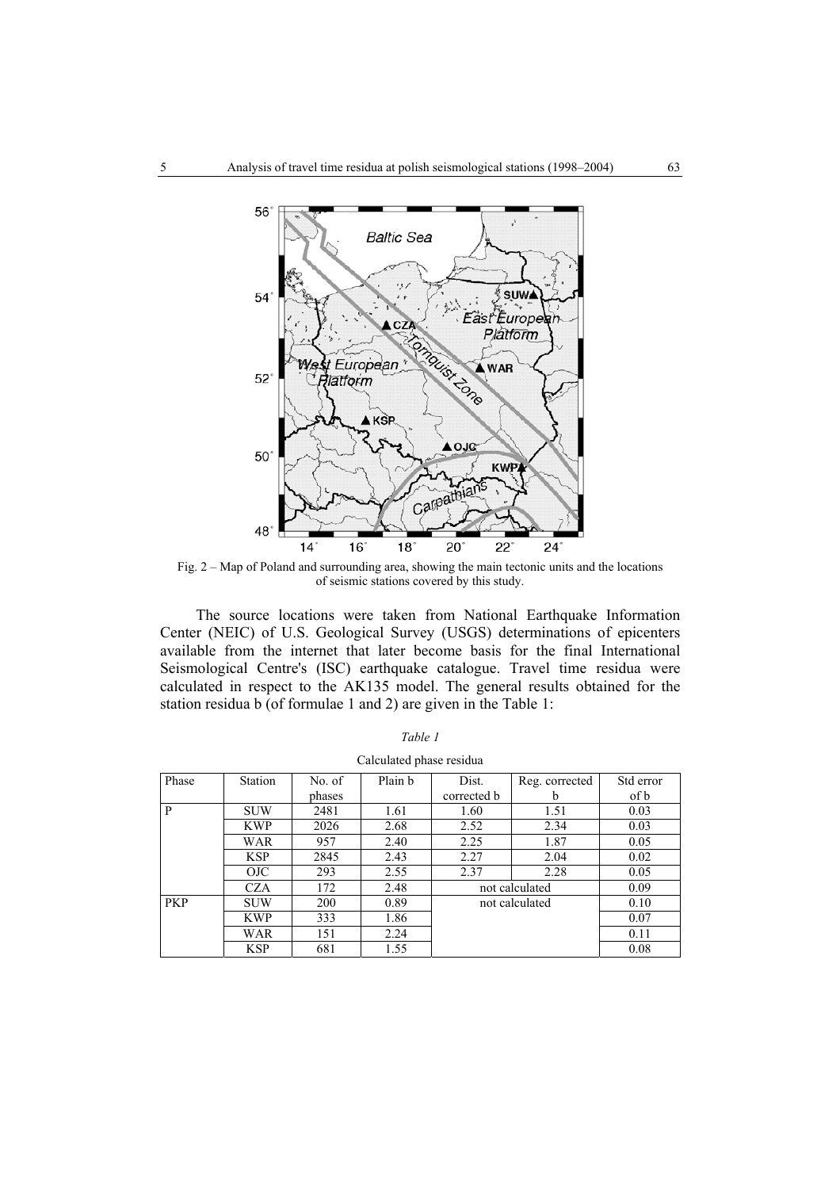Fig. 2 – Map of Poland and surrounding area, showing the main tectonic units and the locations of seismic stations covered by this study.

The source locations were taken from National Earthquake Information Center (NEIC) of U.S. Geological Survey (USGS) determinations of epicenters available from the internet that later become basis for the final International Seismological Centre's (ISC) earthquake catalogue. Travel time residua were calculated in respect to the AK135 model. The general results obtained for the station residua b (of formulae 1 and 2) are given in the Table 1:

*Table 1*

Calculated phase residua

| Phase | Station | No. of phases | Plain b | Dist. corrected b | Reg. corrected b | Std error of b |
|---|---|---|---|---|---|---|
| P | SUW | 2481 | 1.61 | 1.60 | 1.51 | 0.03 |
| | KWP | 2026 | 2.68 | 2.52 | 2.34 | 0.03 |
| | WAR | 957 | 2.40 | 2.25 | 1.87 | 0.05 |
| | KSP | 2845 | 2.43 | 2.27 | 2.04 | 0.02 |
| | OJC | 293 | 2.55 | 2.37 | 2.28 | 0.05 |
| | CZA | 172 | 2.48 | not calculated | | 0.09 |
| PKP | SUW | 200 | 0.89 | not calculated | | 0.10 |
| | KWP | 333 | 1.86 | | | 0.07 |
| | WAR | 151 | 2.24 | | | 0.11 |
| | KSP | 681 | 1.55 | | | 0.08 |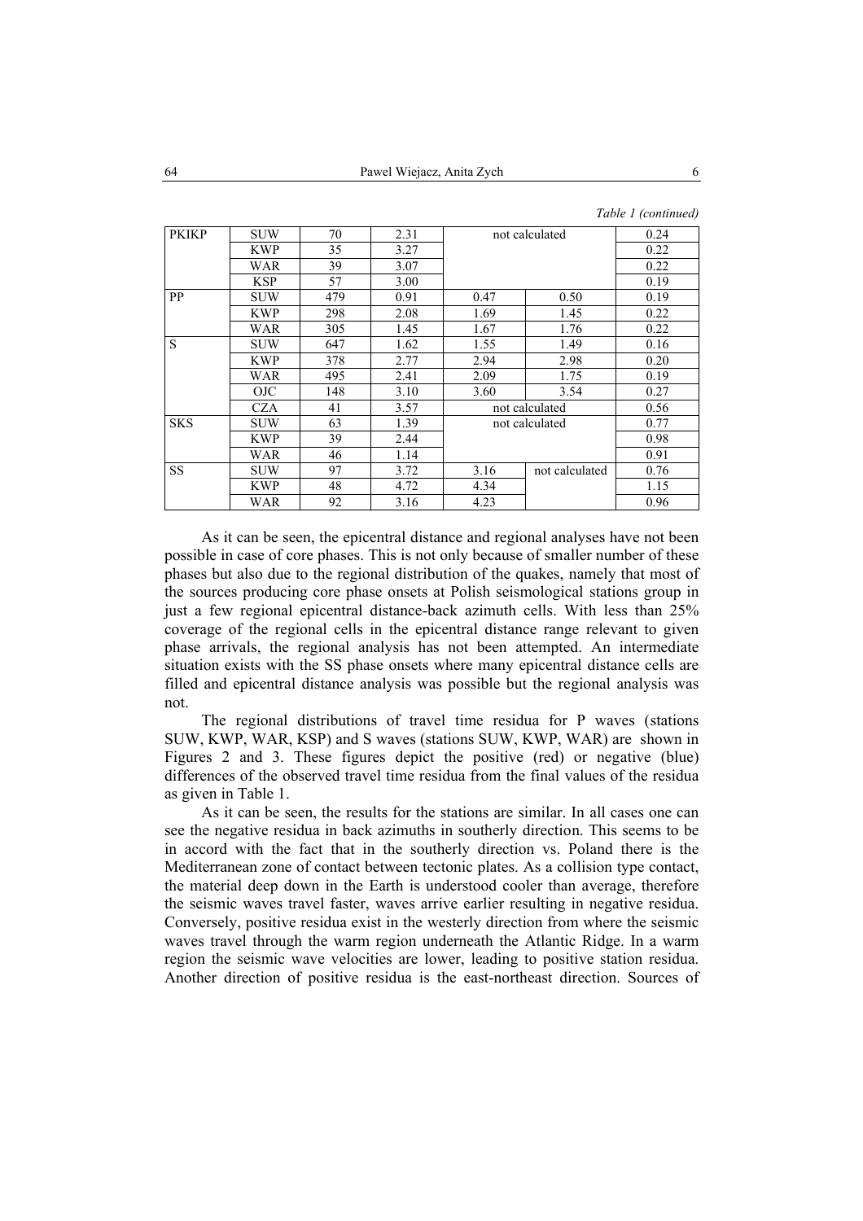*Table 1 (continued)*

| | | | | | | |
|---|---|---|---|---|---|---|
| PKIKP | SUW | 70 | 2.31 | not calculated | | 0.24 |
| | KWP | 35 | 3.27 | | | 0.22 |
| | WAR | 39 | 3.07 | | | 0.22 |
| | KSP | 57 | 3.00 | | | 0.19 |
| PP | SUW | 479 | 0.91 | 0.47 | 0.50 | 0.19 |
| | KWP | 298 | 2.08 | 1.69 | 1.45 | 0.22 |
| | WAR | 305 | 1.45 | 1.67 | 1.76 | 0.22 |
| S | SUW | 647 | 1.62 | 1.55 | 1.49 | 0.16 |
| | KWP | 378 | 2.77 | 2.94 | 2.98 | 0.20 |
| | WAR | 495 | 2.41 | 2.09 | 1.75 | 0.19 |
| | OJC | 148 | 3.10 | 3.60 | 3.54 | 0.27 |
| | CZA | 41 | 3.57 | not calculated | | 0.56 |
| SKS | SUW | 63 | 1.39 | not calculated | | 0.77 |
| | KWP | 39 | 2.44 | | | 0.98 |
| | WAR | 46 | 1.14 | | | 0.91 |
| SS | SUW | 97 | 3.72 | 3.16 | not calculated | 0.76 |
| | KWP | 48 | 4.72 | 4.34 | | 1.15 |
| | WAR | 92 | 3.16 | 4.23 | | 0.96 |

As it can be seen, the epicentral distance and regional analyses have not been possible in case of core phases. This is not only because of smaller number of these phases but also due to the regional distribution of the quakes, namely that most of the sources producing core phase onsets at Polish seismological stations group in just a few regional epicentral distance-back azimuth cells. With less than 25% coverage of the regional cells in the epicentral distance range relevant to given phase arrivals, the regional analysis has not been attempted. An intermediate situation exists with the SS phase onsets where many epicentral distance cells are filled and epicentral distance analysis was possible but the regional analysis was not.

The regional distributions of travel time residua for P waves (stations SUW, KWP, WAR, KSP) and S waves (stations SUW, KWP, WAR) are shown in Figures 2 and 3. These figures depict the positive (red) or negative (blue) differences of the observed travel time residua from the final values of the residua as given in Table 1.

As it can be seen, the results for the stations are similar. In all cases one can see the negative residua in back azimuths in southerly direction. This seems to be in accord with the fact that in the southerly direction vs. Poland there is the Mediterranean zone of contact between tectonic plates. As a collision type contact, the material deep down in the Earth is understood cooler than average, therefore the seismic waves travel faster, waves arrive earlier resulting in negative residua. Conversely, positive residua exist in the westerly direction from where the seismic waves travel through the warm region underneath the Atlantic Ridge. In a warm region the seismic wave velocities are lower, leading to positive station residua. Another direction of positive residua is the east-northeast direction. Sources of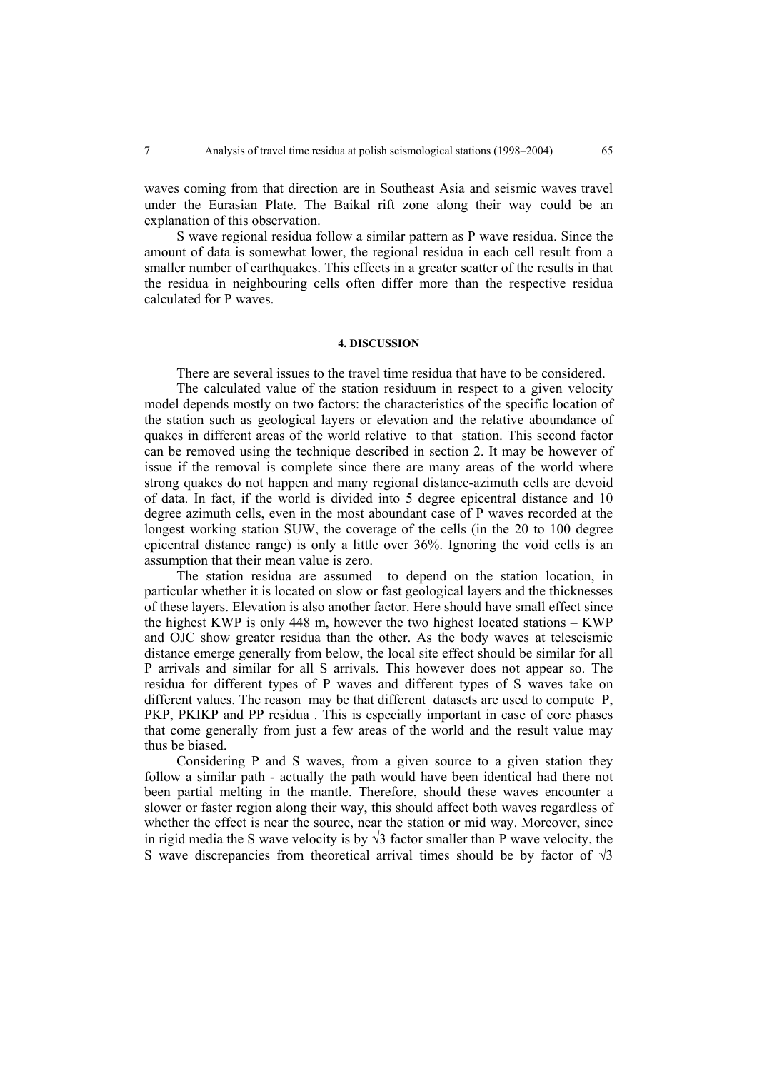waves coming from that direction are in Southeast Asia and seismic waves travel under the Eurasian Plate. The Baikal rift zone along their way could be an explanation of this observation.

S wave regional residua follow a similar pattern as P wave residua. Since the amount of data is somewhat lower, the regional residua in each cell result from a smaller number of earthquakes. This effects in a greater scatter of the results in that the residua in neighbouring cells often differ more than the respective residua calculated for P waves.

#### 4. DISCUSSION

There are several issues to the travel time residua that have to be considered.

The calculated value of the station residuum in respect to a given velocity model depends mostly on two factors: the characteristics of the specific location of the station such as geological layers or elevation and the relative aboundance of quakes in different areas of the world relative to that station. This second factor can be removed using the technique described in section 2. It may be however of issue if the removal is complete since there are many areas of the world where strong quakes do not happen and many regional distance-azimuth cells are devoid of data. In fact, if the world is divided into 5 degree epicentral distance and 10 degree azimuth cells, even in the most aboundant case of P waves recorded at the longest working station SUW, the coverage of the cells (in the 20 to 100 degree epicentral distance range) is only a little over 36%. Ignoring the void cells is an assumption that their mean value is zero.

The station residua are assumed to depend on the station location, in particular whether it is located on slow or fast geological layers and the thicknesses of these layers. Elevation is also another factor. Here should have small effect since the highest KWP is only 448 m, however the two highest located stations – KWP and OJC show greater residua than the other. As the body waves at teleseismic distance emerge generally from below, the local site effect should be similar for all P arrivals and similar for all S arrivals. This however does not appear so. The residua for different types of P waves and different types of S waves take on different values. The reason may be that different datasets are used to compute P, PKP, PKIKP and PP residua . This is especially important in case of core phases that come generally from just a few areas of the world and the result value may thus be biased.

Considering P and S waves, from a given source to a given station they follow a similar path - actually the path would have been identical had there not been partial melting in the mantle. Therefore, should these waves encounter a slower or faster region along their way, this should affect both waves regardless of whether the effect is near the source, near the station or mid way. Moreover, since in rigid media the S wave velocity is by $\sqrt{3}$ factor smaller than P wave velocity, the S wave discrepancies from theoretical arrival times should be by factor of $\sqrt{3}$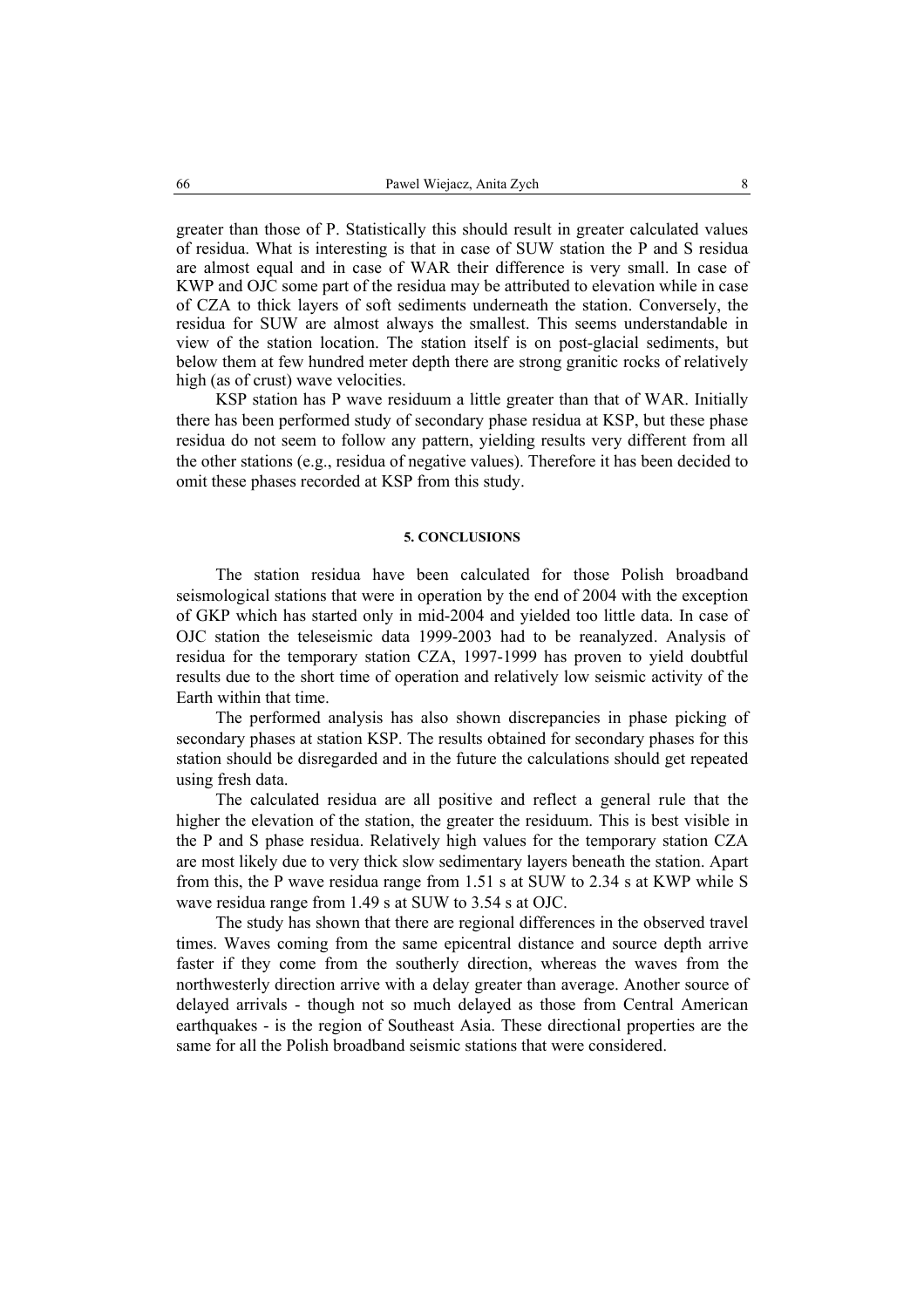greater than those of P. Statistically this should result in greater calculated values of residua. What is interesting is that in case of SUW station the P and S residua are almost equal and in case of WAR their difference is very small. In case of KWP and OJC some part of the residua may be attributed to elevation while in case of CZA to thick layers of soft sediments underneath the station. Conversely, the residua for SUW are almost always the smallest. This seems understandable in view of the station location. The station itself is on post-glacial sediments, but below them at few hundred meter depth there are strong granitic rocks of relatively high (as of crust) wave velocities.

KSP station has P wave residuum a little greater than that of WAR. Initially there has been performed study of secondary phase residua at KSP, but these phase residua do not seem to follow any pattern, yielding results very different from all the other stations (e.g., residua of negative values). Therefore it has been decided to omit these phases recorded at KSP from this study.

## 5. CONCLUSIONS

The station residua have been calculated for those Polish broadband seismological stations that were in operation by the end of 2004 with the exception of GKP which has started only in mid-2004 and yielded too little data. In case of OJC station the teleseismic data 1999-2003 had to be reanalyzed. Analysis of residua for the temporary station CZA, 1997-1999 has proven to yield doubtful results due to the short time of operation and relatively low seismic activity of the Earth within that time.

The performed analysis has also shown discrepancies in phase picking of secondary phases at station KSP. The results obtained for secondary phases for this station should be disregarded and in the future the calculations should get repeated using fresh data.

The calculated residua are all positive and reflect a general rule that the higher the elevation of the station, the greater the residuum. This is best visible in the P and S phase residua. Relatively high values for the temporary station CZA are most likely due to very thick slow sedimentary layers beneath the station. Apart from this, the P wave residua range from 1.51 s at SUW to 2.34 s at KWP while S wave residua range from 1.49 s at SUW to 3.54 s at OJC.

The study has shown that there are regional differences in the observed travel times. Waves coming from the same epicentral distance and source depth arrive faster if they come from the southerly direction, whereas the waves from the northwesterly direction arrive with a delay greater than average. Another source of delayed arrivals - though not so much delayed as those from Central American earthquakes - is the region of Southeast Asia. These directional properties are the same for all the Polish broadband seismic stations that were considered.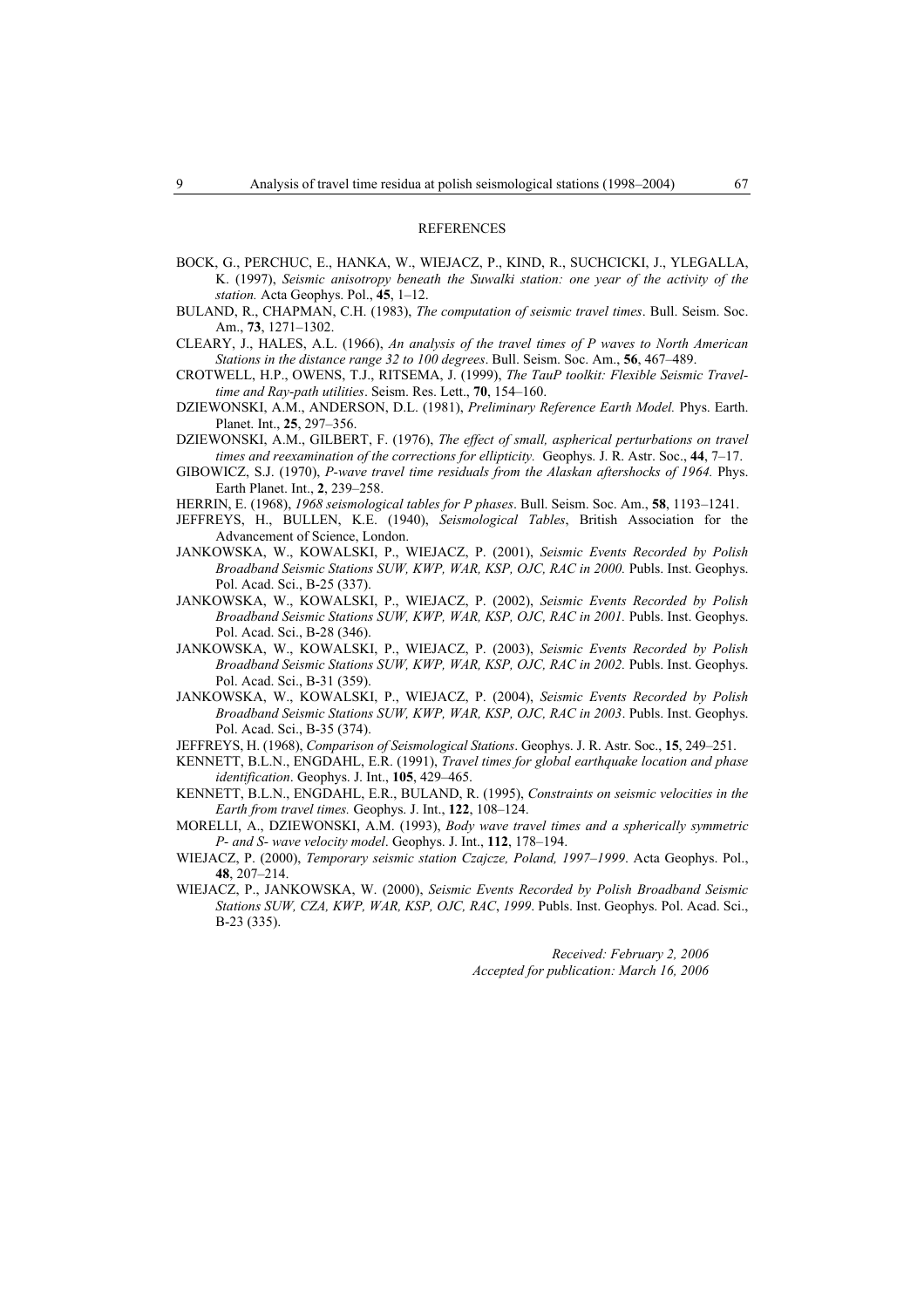## REFERENCES

BOCK, G., PERCHUC, E., HANKA, W., WIEJACZ, P., KIND, R., SUCHCICKI, J., YLEGALLA, K. (1997), *Seismic anisotropy beneath the Suwalki station: one year of the activity of the station.* Acta Geophys. Pol., **45**, 1–12.

BULAND, R., CHAPMAN, C.H. (1983), *The computation of seismic travel times*. Bull. Seism. Soc. Am., **73**, 1271–1302.

CLEARY, J., HALES, A.L. (1966), *An analysis of the travel times of P waves to North American Stations in the distance range 32 to 100 degrees*. Bull. Seism. Soc. Am., **56**, 467–489.

CROTWELL, H.P., OWENS, T.J., RITSEMA, J. (1999), *The TauP toolkit: Flexible Seismic Travel-time and Ray-path utilities*. Seism. Res. Lett., **70**, 154–160.

DZIEWONSKI, A.M., ANDERSON, D.L. (1981), *Preliminary Reference Earth Model.* Phys. Earth. Planet. Int., **25**, 297–356.

DZIEWONSKI, A.M., GILBERT, F. (1976), *The effect of small, aspherical perturbations on travel times and reexamination of the corrections for ellipticity.* Geophys. J. R. Astr. Soc., **44**, 7–17.

GIBOWICZ, S.J. (1970), *P-wave travel time residuals from the Alaskan aftershocks of 1964.* Phys. Earth Planet. Int., **2**, 239–258.

HERRIN, E. (1968), *1968 seismological tables for P phases*. Bull. Seism. Soc. Am., **58**, 1193–1241.

JEFFREYS, H., BULLEN, K.E. (1940), *Seismological Tables*, British Association for the Advancement of Science, London.

JANKOWSKA, W., KOWALSKI, P., WIEJACZ, P. (2001), *Seismic Events Recorded by Polish Broadband Seismic Stations SUW, KWP, WAR, KSP, OJC, RAC in 2000.* Publs. Inst. Geophys. Pol. Acad. Sci., B-25 (337).

JANKOWSKA, W., KOWALSKI, P., WIEJACZ, P. (2002), *Seismic Events Recorded by Polish Broadband Seismic Stations SUW, KWP, WAR, KSP, OJC, RAC in 2001.* Publs. Inst. Geophys. Pol. Acad. Sci., B-28 (346).

JANKOWSKA, W., KOWALSKI, P., WIEJACZ, P. (2003), *Seismic Events Recorded by Polish Broadband Seismic Stations SUW, KWP, WAR, KSP, OJC, RAC in 2002.* Publs. Inst. Geophys. Pol. Acad. Sci., B-31 (359).

JANKOWSKA, W., KOWALSKI, P., WIEJACZ, P. (2004), *Seismic Events Recorded by Polish Broadband Seismic Stations SUW, KWP, WAR, KSP, OJC, RAC in 2003*. Publs. Inst. Geophys. Pol. Acad. Sci., B-35 (374).

JEFFREYS, H. (1968), *Comparison of Seismological Stations*. Geophys. J. R. Astr. Soc., **15**, 249–251.

KENNETT, B.L.N., ENGDAHL, E.R. (1991), *Travel times for global earthquake location and phase identification*. Geophys. J. Int., **105**, 429–465.

KENNETT, B.L.N., ENGDAHL, E.R., BULAND, R. (1995), *Constraints on seismic velocities in the Earth from travel times.* Geophys. J. Int., **122**, 108–124.

MORELLI, A., DZIEWONSKI, A.M. (1993), *Body wave travel times and a spherically symmetric P- and S- wave velocity model*. Geophys. J. Int., **112**, 178–194.

WIEJACZ, P. (2000), *Temporary seismic station Czajcze, Poland, 1997–1999*. Acta Geophys. Pol., **48**, 207–214.

WIEJACZ, P., JANKOWSKA, W. (2000), *Seismic Events Recorded by Polish Broadband Seismic Stations SUW, CZA, KWP, WAR, KSP, OJC, RAC*, *1999*. Publs. Inst. Geophys. Pol. Acad. Sci., B-23 (335).

*Received: February 2, 2006*
*Accepted for publication: March 16, 2006*